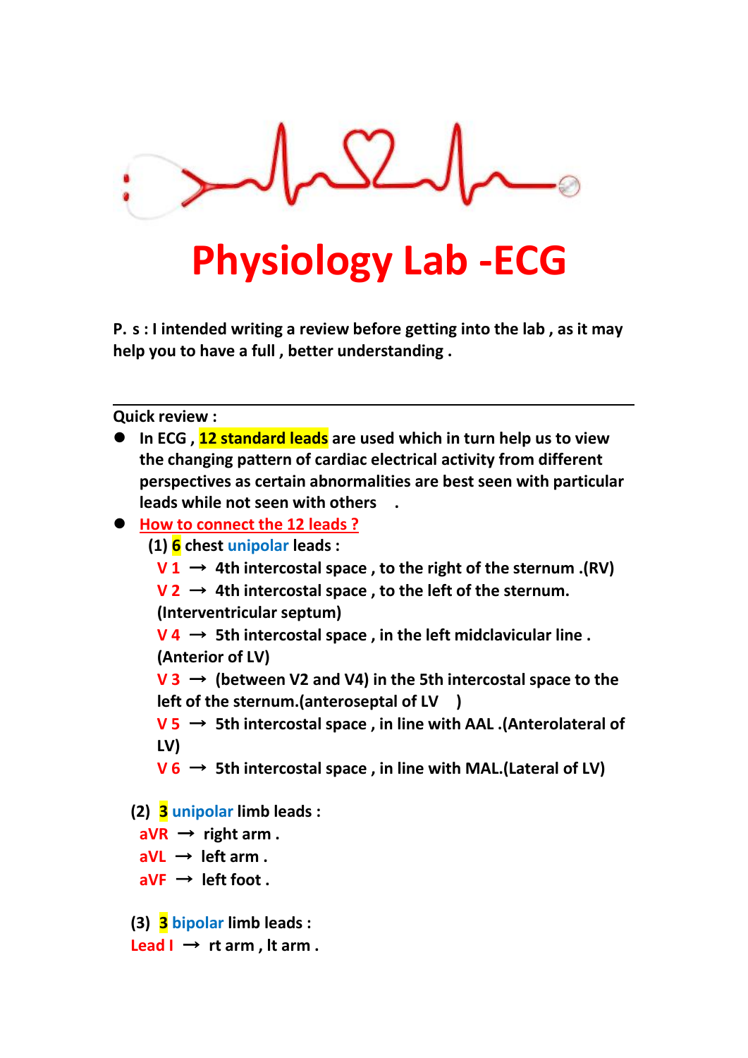# Physiology Lab -ECG

**P. s : I intended writing a review before getting into the lab , as it may help you to have a full , better understanding .**

---

**Quick review :**

- **In ECG , 12 standard leads are used which in turn help us to view the changing pattern of cardiac electrical activity from different perspectives as certain abnormalities are best seen with particular leads while not seen with others .**
- **How to connect the 12 leads ?**

  **(1) 6 chest unipolar leads :**

  **V 1 → 4th intercostal space , to the right of the sternum .(RV)**

  **V 2 → 4th intercostal space , to the left of the sternum. (Interventricular septum)**

  **V 4 → 5th intercostal space , in the left midclavicular line . (Anterior of LV)**

  **V 3 → (between V2 and V4) in the 5th intercostal space to the left of the sternum.(anteroseptal of LV )**

  **V 5 → 5th intercostal space , in line with AAL .(Anterolateral of LV)**

  **V 6 → 5th intercostal space , in line with MAL.(Lateral of LV)**

  **(2) 3 unipolar limb leads :**

  **aVR → right arm .**

  **aVL → left arm .**

  **aVF → left foot .**

  **(3) 3 bipolar limb leads :**

  **Lead I → rt arm , lt arm .**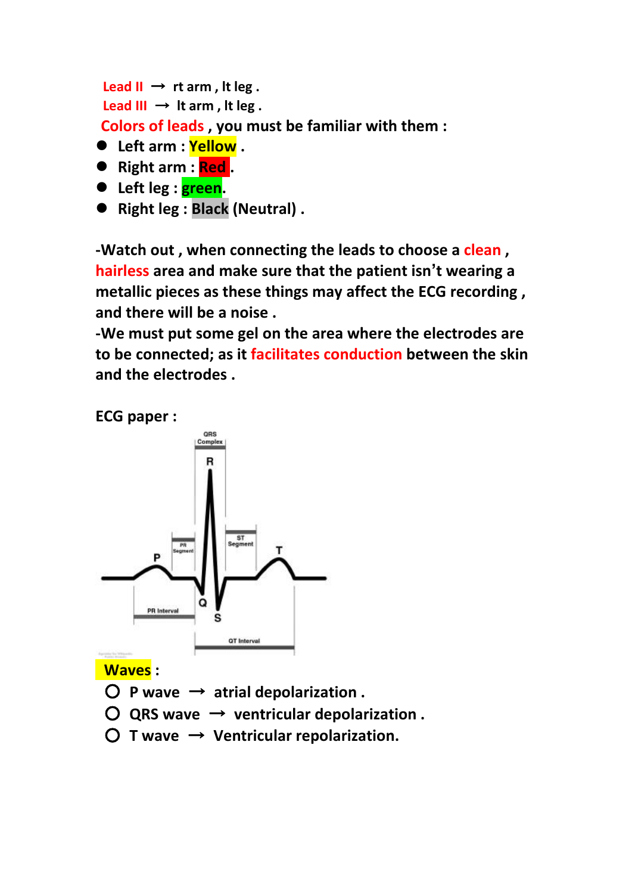**Lead II** → **rt arm , lt leg .**

**Lead III** → **lt arm , lt leg .**

**Colors of leads , you must be familiar with them :**

- **Left arm : Yellow .**
- **Right arm : Red .**
- **Left leg : green.**
- **Right leg : Black (Neutral) .**

**-Watch out , when connecting the leads to choose a clean , hairless area and make sure that the patient isn't wearing a metallic pieces as these things may affect the ECG recording , and there will be a noise .**

**-We must put some gel on the area where the electrodes are to be connected; as it facilitates conduction between the skin and the electrodes .**

**ECG paper :**

**Waves :**

- **P wave → atrial depolarization .**
- **QRS wave → ventricular depolarization .**
- **T wave → Ventricular repolarization.**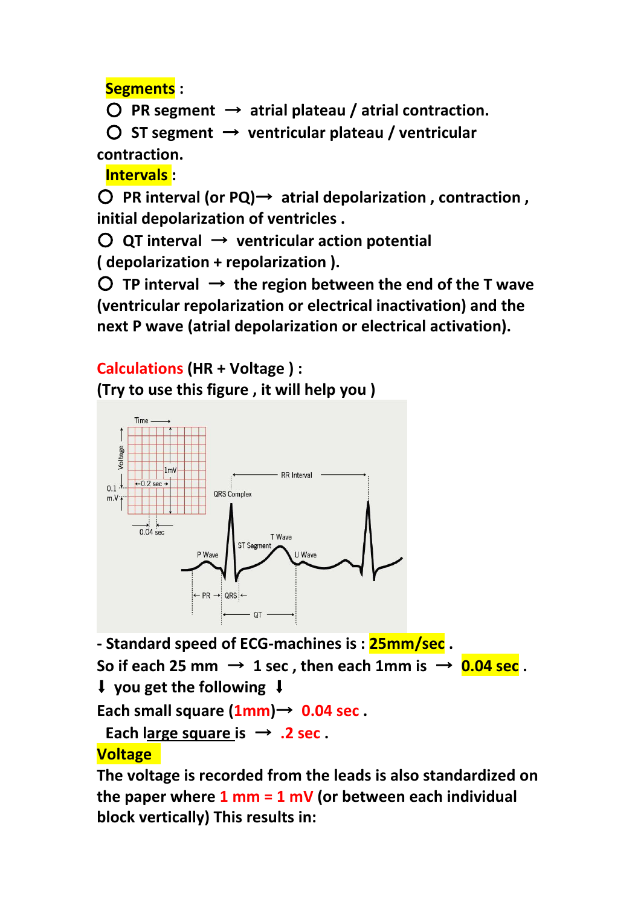**Segments** :

- PR segment → atrial plateau / atrial contraction.
- ST segment → ventricular plateau / ventricular contraction.

**Intervals** :

- PR interval (or PQ)→ atrial depolarization , contraction , initial depolarization of ventricles .
- QT interval → ventricular action potential ( depolarization + repolarization ).
- TP interval → the region between the end of the T wave (ventricular repolarization or electrical inactivation) and the next P wave (atrial depolarization or electrical activation).

**Calculations (HR + Voltage ) :**

**(Try to use this figure , it will help you )**

**- Standard speed of ECG-machines is : 25mm/sec .**

**So if each 25 mm → 1 sec , then each 1mm is → 0.04 sec .**

**⬇ you get the following ⬇**

**Each small square (1mm)→ 0.04 sec .**

**Each large square is → .2 sec .**

**Voltage**

**The voltage is recorded from the leads is also standardized on the paper where 1 mm = 1 mV (or between each individual block vertically) This results in:**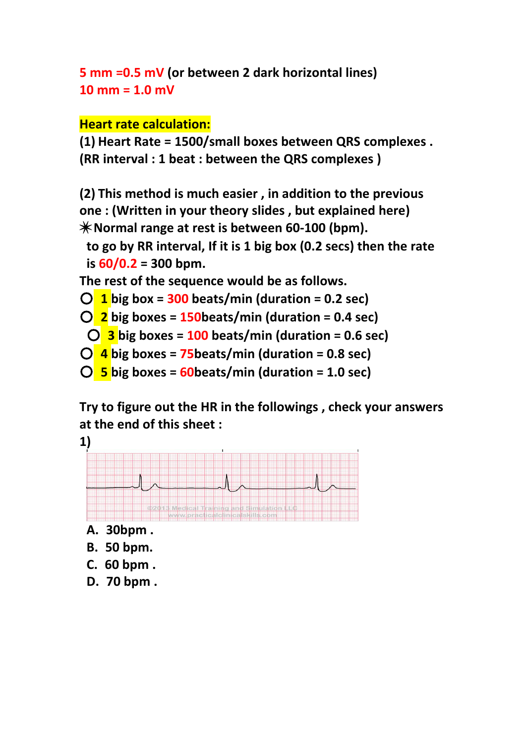5 mm =0.5 mV (or between 2 dark horizontal lines)
10 mm = 1.0 mV

**Heart rate calculation:**

**(1) Heart Rate = 1500/small boxes between QRS complexes .**
**(RR interval : 1 beat : between the QRS complexes )**

**(2) This method is much easier , in addition to the previous one : (Written in your theory slides , but explained here)**

**✳Normal range at rest is between 60-100 (bpm).**

**to go by RR interval, If it is 1 big box (0.2 secs) then the rate is 60/0.2 = 300 bpm.**

**The rest of the sequence would be as follows.**

- **1 big box = 300 beats/min (duration = 0.2 sec)**
- **2 big boxes = 150beats/min (duration = 0.4 sec)**
- **3 big boxes = 100 beats/min (duration = 0.6 sec)**
- **4 big boxes = 75beats/min (duration = 0.8 sec)**
- **5 big boxes = 60beats/min (duration = 1.0 sec)**

**Try to figure out the HR in the followings , check your answers at the end of this sheet :**

**1)**

©2013 Medical Training and Simulation LLC
www.practicalclinicalskills.com

A. 30bpm .
B. 50 bpm.
C. 60 bpm .
D. 70 bpm .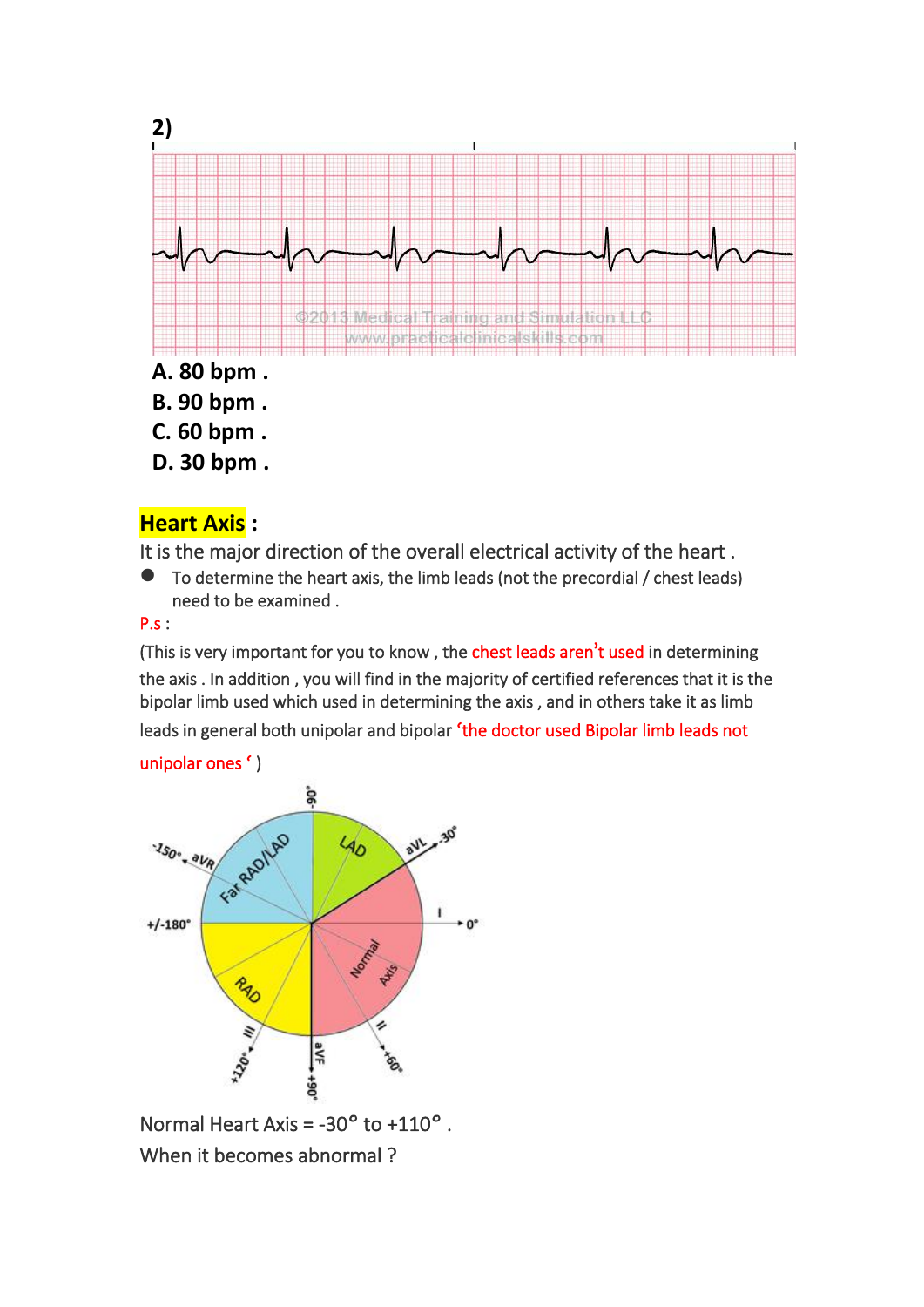**2)**

A. 80 bpm .

B. 90 bpm .

C. 60 bpm .

D. 30 bpm .

## Heart Axis :

It is the major direction of the overall electrical activity of the heart .

- To determine the heart axis, the limb leads (not the precordial / chest leads) need to be examined .

P.s :

(This is very important for you to know , the chest leads aren't used in determining the axis . In addition , you will find in the majority of certified references that it is the bipolar limb used which used in determining the axis , and in others take it as limb leads in general both unipolar and bipolar 'the doctor used Bipolar limb leads not unipolar ones ' )

Normal Heart Axis = -30° to +110° .

When it becomes abnormal ?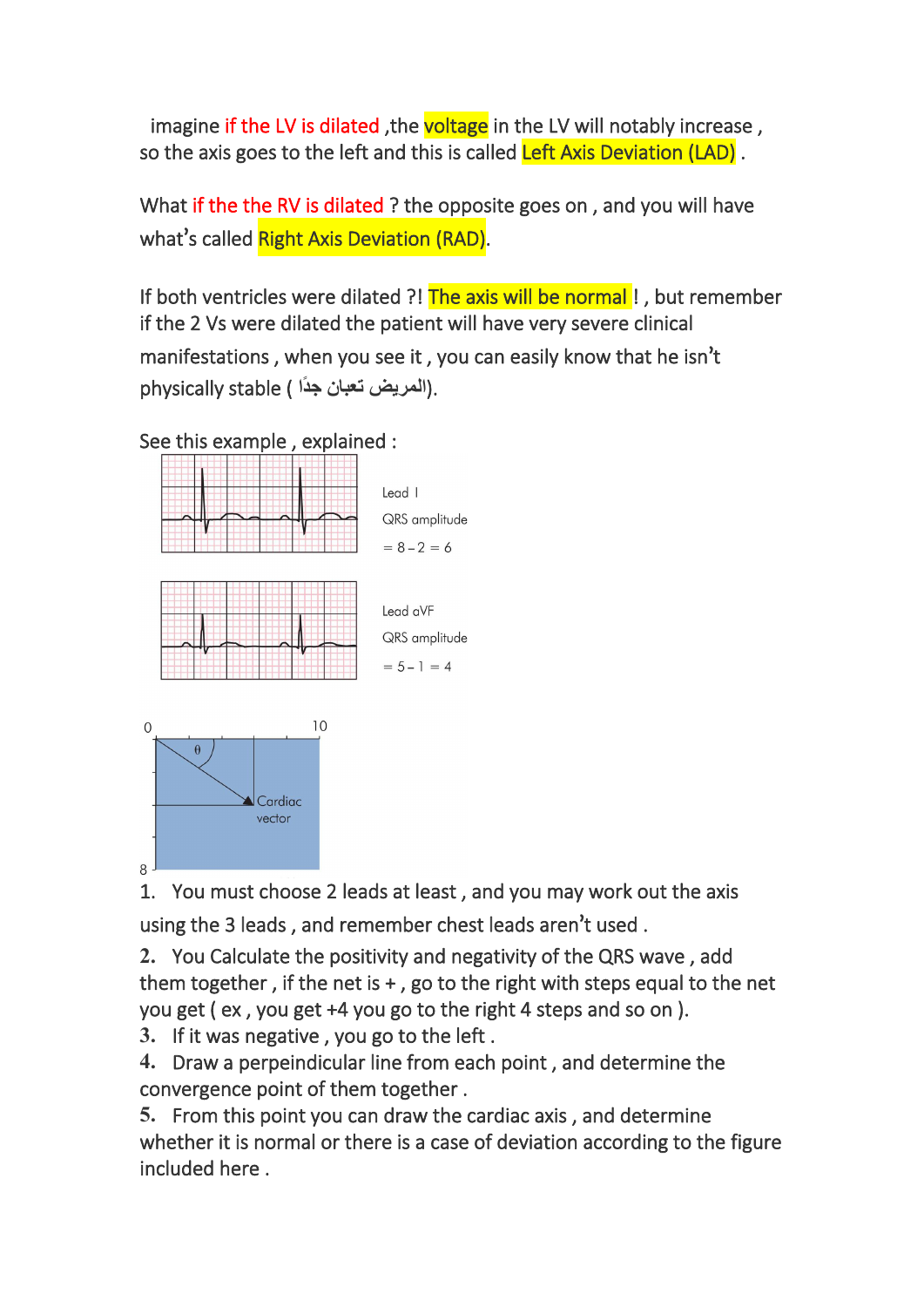imagine if the LV is dilated ,the voltage in the LV will notably increase , so the axis goes to the left and this is called Left Axis Deviation (LAD) .

What if the the RV is dilated ? the opposite goes on , and you will have what's called Right Axis Deviation (RAD).

If both ventricles were dilated ?! The axis will be normal ! , but remember if the 2 Vs were dilated the patient will have very severe clinical manifestations , when you see it , you can easily know that he isn't physically stable ( المريض تعبان جدًا).

See this example , explained :

Lead I

QRS amplitude

= 8 − 2 = 6

Lead aVF

QRS amplitude

= 5 − 1 = 4

0 10

θ

Cardiac vector

8

1. You must choose 2 leads at least , and you may work out the axis using the 3 leads , and remember chest leads aren't used .
2. You Calculate the positivity and negativity of the QRS wave , add them together , if the net is + , go to the right with steps equal to the net you get ( ex , you get +4 you go to the right 4 steps and so on ).
3. If it was negative , you go to the left .
4. Draw a perpeindicular line from each point , and determine the convergence point of them together .
5. From this point you can draw the cardiac axis , and determine whether it is normal or there is a case of deviation according to the figure included here .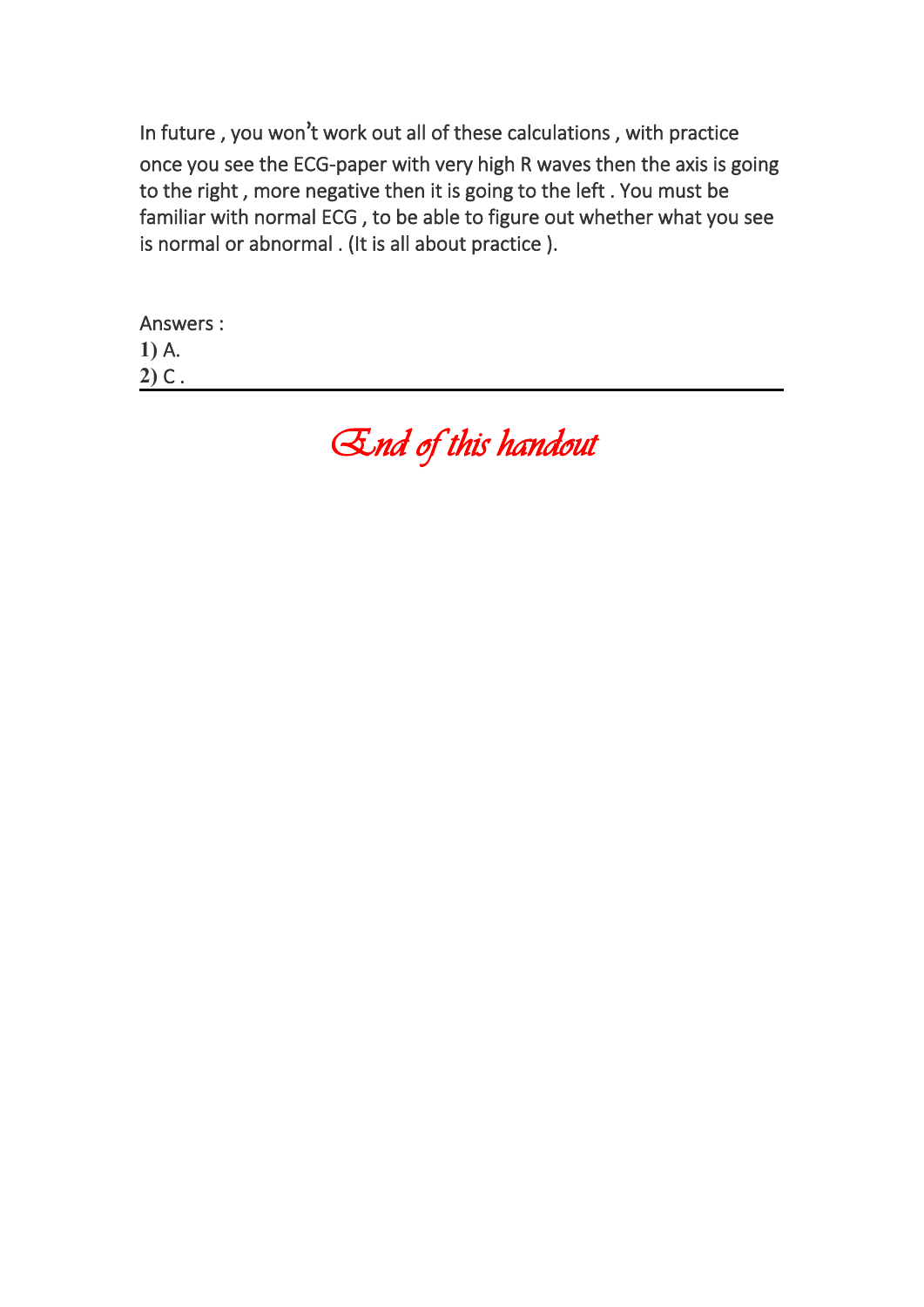In future , you won't work out all of these calculations , with practice once you see the ECG-paper with very high R waves then the axis is going to the right , more negative then it is going to the left . You must be familiar with normal ECG , to be able to figure out whether what you see is normal or abnormal . (It is all about practice ).

Answers :

**1)** A.

**2)** C .

---

*End of this handout*